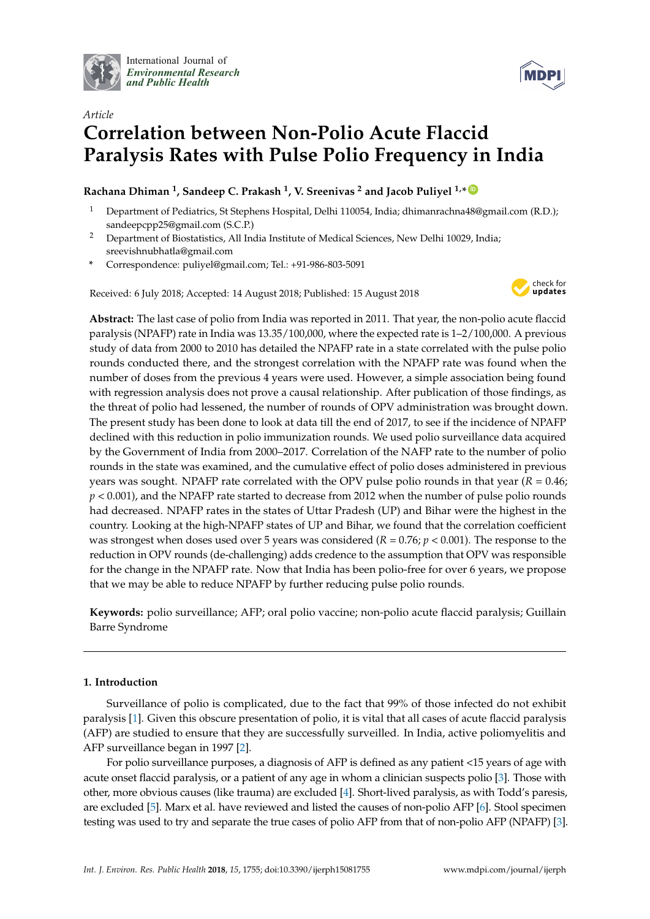International Journal of *Environmental Research and Public Health*

*Article*

# Correlation between Non-Polio Acute Flaccid Paralysis Rates with Pulse Polio Frequency in India

**Rachana Dhiman [1], Sandeep C. Prakash [1], V. Sreenivas [2] and Jacob Puliyel [1,*]**

1. Department of Pediatrics, St Stephens Hospital, Delhi 110054, India; dhimanrachna48@gmail.com (R.D.); sandeepcpp25@gmail.com (S.C.P.)
2. Department of Biostatistics, All India Institute of Medical Sciences, New Delhi 10029, India; sreevishnubhatla@gmail.com

\* Correspondence: puliyel@gmail.com; Tel.: +91-986-803-5091

Received: 6 July 2018; Accepted: 14 August 2018; Published: 15 August 2018

**Abstract:** The last case of polio from India was reported in 2011. That year, the non-polio acute flaccid paralysis (NPAFP) rate in India was 13.35/100,000, where the expected rate is 1–2/100,000. A previous study of data from 2000 to 2010 has detailed the NPAFP rate in a state correlated with the pulse polio rounds conducted there, and the strongest correlation with the NPAFP rate was found when the number of doses from the previous 4 years were used. However, a simple association being found with regression analysis does not prove a causal relationship. After publication of those findings, as the threat of polio had lessened, the number of rounds of OPV administration was brought down. The present study has been done to look at data till the end of 2017, to see if the incidence of NPAFP declined with this reduction in polio immunization rounds. We used polio surveillance data acquired by the Government of India from 2000–2017. Correlation of the NAFP rate to the number of polio rounds in the state was examined, and the cumulative effect of polio doses administered in previous years was sought. NPAFP rate correlated with the OPV pulse polio rounds in that year ($R = 0.46$; $p < 0.001$), and the NPAFP rate started to decrease from 2012 when the number of pulse polio rounds had decreased. NPAFP rates in the states of Uttar Pradesh (UP) and Bihar were the highest in the country. Looking at the high-NPAFP states of UP and Bihar, we found that the correlation coefficient was strongest when doses used over 5 years was considered ($R = 0.76$; $p < 0.001$). The response to the reduction in OPV rounds (de-challenging) adds credence to the assumption that OPV was responsible for the change in the NPAFP rate. Now that India has been polio-free for over 6 years, we propose that we may be able to reduce NPAFP by further reducing pulse polio rounds.

**Keywords:** polio surveillance; AFP; oral polio vaccine; non-polio acute flaccid paralysis; Guillain Barre Syndrome

## 1. Introduction

Surveillance of polio is complicated, due to the fact that 99% of those infected do not exhibit paralysis [1]. Given this obscure presentation of polio, it is vital that all cases of acute flaccid paralysis (AFP) are studied to ensure that they are successfully surveilled. In India, active poliomyelitis and AFP surveillance began in 1997 [2].

For polio surveillance purposes, a diagnosis of AFP is defined as any patient <15 years of age with acute onset flaccid paralysis, or a patient of any age in whom a clinician suspects polio [3]. Those with other, more obvious causes (like trauma) are excluded [4]. Short-lived paralysis, as with Todd's paresis, are excluded [5]. Marx et al. have reviewed and listed the causes of non-polio AFP [6]. Stool specimen testing was used to try and separate the true cases of polio AFP from that of non-polio AFP (NPAFP) [3].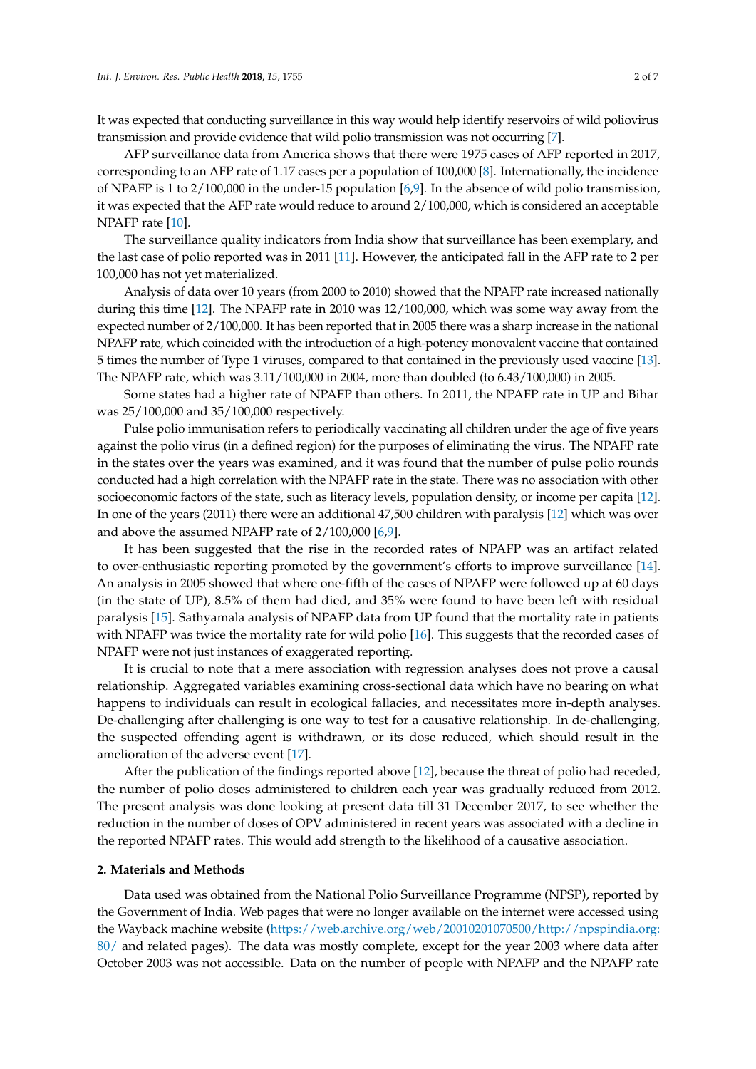It was expected that conducting surveillance in this way would help identify reservoirs of wild poliovirus transmission and provide evidence that wild polio transmission was not occurring [7].

AFP surveillance data from America shows that there were 1975 cases of AFP reported in 2017, corresponding to an AFP rate of 1.17 cases per a population of 100,000 [8]. Internationally, the incidence of NPAFP is 1 to 2/100,000 in the under-15 population [6,9]. In the absence of wild polio transmission, it was expected that the AFP rate would reduce to around 2/100,000, which is considered an acceptable NPAFP rate [10].

The surveillance quality indicators from India show that surveillance has been exemplary, and the last case of polio reported was in 2011 [11]. However, the anticipated fall in the AFP rate to 2 per 100,000 has not yet materialized.

Analysis of data over 10 years (from 2000 to 2010) showed that the NPAFP rate increased nationally during this time [12]. The NPAFP rate in 2010 was 12/100,000, which was some way away from the expected number of 2/100,000. It has been reported that in 2005 there was a sharp increase in the national NPAFP rate, which coincided with the introduction of a high-potency monovalent vaccine that contained 5 times the number of Type 1 viruses, compared to that contained in the previously used vaccine [13]. The NPAFP rate, which was 3.11/100,000 in 2004, more than doubled (to 6.43/100,000) in 2005.

Some states had a higher rate of NPAFP than others. In 2011, the NPAFP rate in UP and Bihar was 25/100,000 and 35/100,000 respectively.

Pulse polio immunisation refers to periodically vaccinating all children under the age of five years against the polio virus (in a defined region) for the purposes of eliminating the virus. The NPAFP rate in the states over the years was examined, and it was found that the number of pulse polio rounds conducted had a high correlation with the NPAFP rate in the state. There was no association with other socioeconomic factors of the state, such as literacy levels, population density, or income per capita [12]. In one of the years (2011) there were an additional 47,500 children with paralysis [12] which was over and above the assumed NPAFP rate of 2/100,000 [6,9].

It has been suggested that the rise in the recorded rates of NPAFP was an artifact related to over-enthusiastic reporting promoted by the government's efforts to improve surveillance [14]. An analysis in 2005 showed that where one-fifth of the cases of NPAFP were followed up at 60 days (in the state of UP), 8.5% of them had died, and 35% were found to have been left with residual paralysis [15]. Sathyamala analysis of NPAFP data from UP found that the mortality rate in patients with NPAFP was twice the mortality rate for wild polio [16]. This suggests that the recorded cases of NPAFP were not just instances of exaggerated reporting.

It is crucial to note that a mere association with regression analyses does not prove a causal relationship. Aggregated variables examining cross-sectional data which have no bearing on what happens to individuals can result in ecological fallacies, and necessitates more in-depth analyses. De-challenging after challenging is one way to test for a causative relationship. In de-challenging, the suspected offending agent is withdrawn, or its dose reduced, which should result in the amelioration of the adverse event [17].

After the publication of the findings reported above [12], because the threat of polio had receded, the number of polio doses administered to children each year was gradually reduced from 2012. The present analysis was done looking at present data till 31 December 2017, to see whether the reduction in the number of doses of OPV administered in recent years was associated with a decline in the reported NPAFP rates. This would add strength to the likelihood of a causative association.

## 2. Materials and Methods

Data used was obtained from the National Polio Surveillance Programme (NPSP), reported by the Government of India. Web pages that were no longer available on the internet were accessed using the Wayback machine website (https://web.archive.org/web/20010201070500/http://npspindia.org:80/ and related pages). The data was mostly complete, except for the year 2003 where data after October 2003 was not accessible. Data on the number of people with NPAFP and the NPAFP rate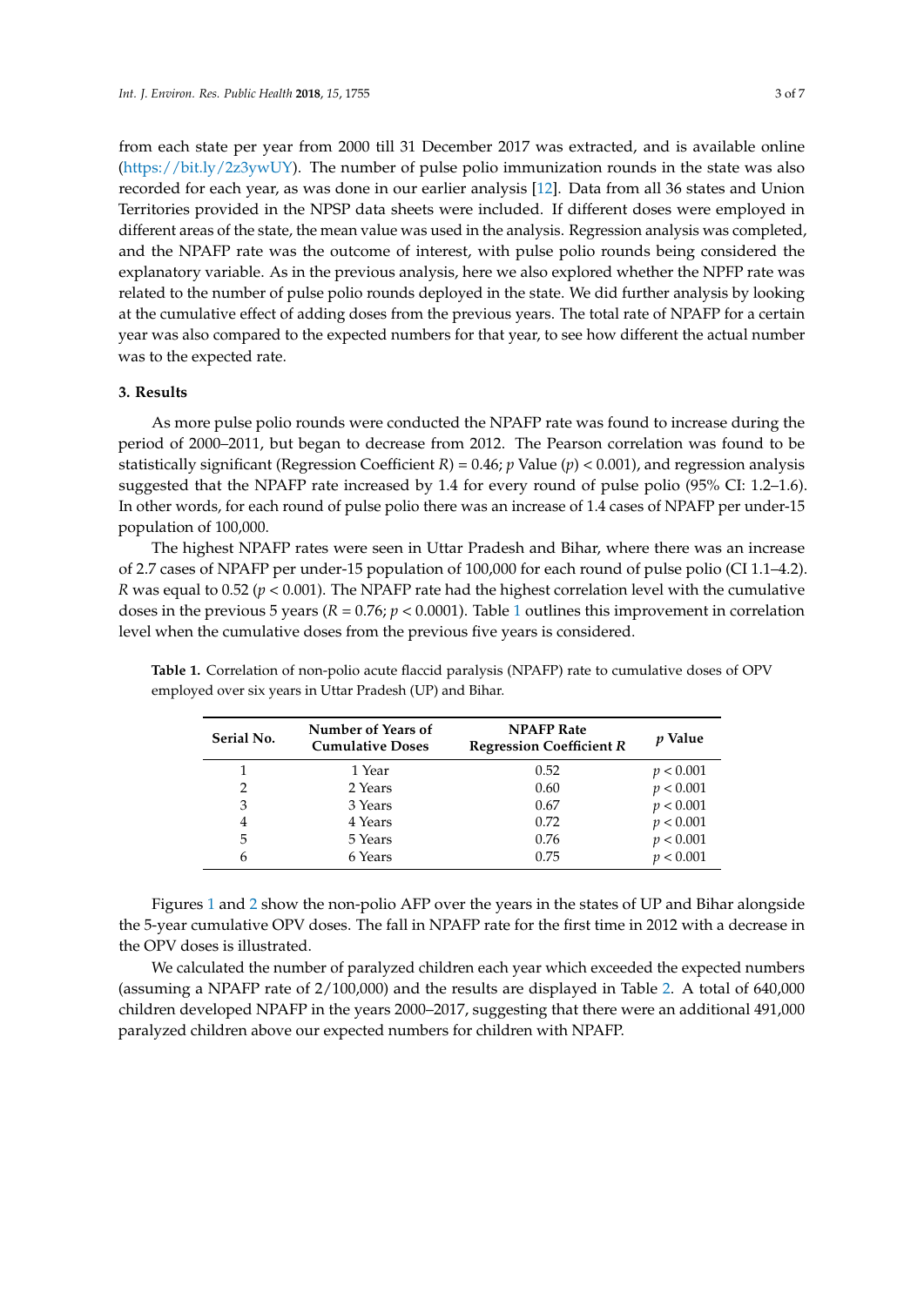from each state per year from 2000 till 31 December 2017 was extracted, and is available online (https://bit.ly/2z3ywUY). The number of pulse polio immunization rounds in the state was also recorded for each year, as was done in our earlier analysis [12]. Data from all 36 states and Union Territories provided in the NPSP data sheets were included. If different doses were employed in different areas of the state, the mean value was used in the analysis. Regression analysis was completed, and the NPAFP rate was the outcome of interest, with pulse polio rounds being considered the explanatory variable. As in the previous analysis, here we also explored whether the NPFP rate was related to the number of pulse polio rounds deployed in the state. We did further analysis by looking at the cumulative effect of adding doses from the previous years. The total rate of NPAFP for a certain year was also compared to the expected numbers for that year, to see how different the actual number was to the expected rate.

## 3. Results

As more pulse polio rounds were conducted the NPAFP rate was found to increase during the period of 2000–2011, but began to decrease from 2012. The Pearson correlation was found to be statistically significant (Regression Coefficient $R$) = 0.46; $p$ Value ($p$) < 0.001), and regression analysis suggested that the NPAFP rate increased by 1.4 for every round of pulse polio (95% CI: 1.2–1.6). In other words, for each round of pulse polio there was an increase of 1.4 cases of NPAFP per under-15 population of 100,000.

The highest NPAFP rates were seen in Uttar Pradesh and Bihar, where there was an increase of 2.7 cases of NPAFP per under-15 population of 100,000 for each round of pulse polio (CI 1.1–4.2). $R$ was equal to 0.52 ($p < 0.001$). The NPAFP rate had the highest correlation level with the cumulative doses in the previous 5 years ($R = 0.76$; $p < 0.0001$). Table 1 outlines this improvement in correlation level when the cumulative doses from the previous five years is considered.

**Table 1.** Correlation of non-polio acute flaccid paralysis (NPAFP) rate to cumulative doses of OPV employed over six years in Uttar Pradesh (UP) and Bihar.

| Serial No. | Number of Years of Cumulative Doses | NPAFP Rate Regression Coefficient $R$ | $p$ Value |
|---|---|---|---|
| 1 | 1 Year | 0.52 | $p < 0.001$ |
| 2 | 2 Years | 0.60 | $p < 0.001$ |
| 3 | 3 Years | 0.67 | $p < 0.001$ |
| 4 | 4 Years | 0.72 | $p < 0.001$ |
| 5 | 5 Years | 0.76 | $p < 0.001$ |
| 6 | 6 Years | 0.75 | $p < 0.001$ |

Figures 1 and 2 show the non-polio AFP over the years in the states of UP and Bihar alongside the 5-year cumulative OPV doses. The fall in NPAFP rate for the first time in 2012 with a decrease in the OPV doses is illustrated.

We calculated the number of paralyzed children each year which exceeded the expected numbers (assuming a NPAFP rate of 2/100,000) and the results are displayed in Table 2. A total of 640,000 children developed NPAFP in the years 2000–2017, suggesting that there were an additional 491,000 paralyzed children above our expected numbers for children with NPAFP.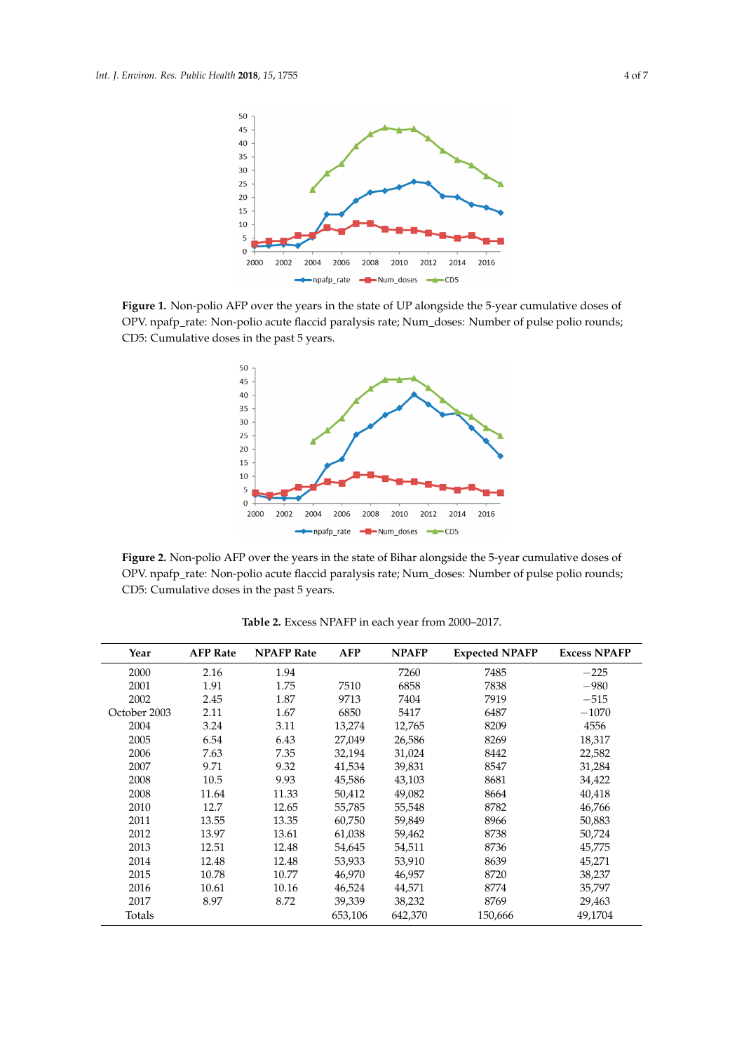**Figure 1.** Non-polio AFP over the years in the state of UP alongside the 5-year cumulative doses of OPV. npafp_rate: Non-polio acute flaccid paralysis rate; Num_doses: Number of pulse polio rounds; CD5: Cumulative doses in the past 5 years.

**Figure 2.** Non-polio AFP over the years in the state of Bihar alongside the 5-year cumulative doses of OPV. npafp_rate: Non-polio acute flaccid paralysis rate; Num_doses: Number of pulse polio rounds; CD5: Cumulative doses in the past 5 years.

**Table 2.** Excess NPAFP in each year from 2000–2017.

| Year | AFP Rate | NPAFP Rate | AFP | NPAFP | Expected NPAFP | Excess NPAFP |
|---|---|---|---|---|---|---|
| 2000 | 2.16 | 1.94 | | 7260 | 7485 | −225 |
| 2001 | 1.91 | 1.75 | 7510 | 6858 | 7838 | −980 |
| 2002 | 2.45 | 1.87 | 9713 | 7404 | 7919 | −515 |
| October 2003 | 2.11 | 1.67 | 6850 | 5417 | 6487 | −1070 |
| 2004 | 3.24 | 3.11 | 13,274 | 12,765 | 8209 | 4556 |
| 2005 | 6.54 | 6.43 | 27,049 | 26,586 | 8269 | 18,317 |
| 2006 | 7.63 | 7.35 | 32,194 | 31,024 | 8442 | 22,582 |
| 2007 | 9.71 | 9.32 | 41,534 | 39,831 | 8547 | 31,284 |
| 2008 | 10.5 | 9.93 | 45,586 | 43,103 | 8681 | 34,422 |
| 2008 | 11.64 | 11.33 | 50,412 | 49,082 | 8664 | 40,418 |
| 2010 | 12.7 | 12.65 | 55,785 | 55,548 | 8782 | 46,766 |
| 2011 | 13.55 | 13.35 | 60,750 | 59,849 | 8966 | 50,883 |
| 2012 | 13.97 | 13.61 | 61,038 | 59,462 | 8738 | 50,724 |
| 2013 | 12.51 | 12.48 | 54,645 | 54,511 | 8736 | 45,775 |
| 2014 | 12.48 | 12.48 | 53,933 | 53,910 | 8639 | 45,271 |
| 2015 | 10.78 | 10.77 | 46,970 | 46,957 | 8720 | 38,237 |
| 2016 | 10.61 | 10.16 | 46,524 | 44,571 | 8774 | 35,797 |
| 2017 | 8.97 | 8.72 | 39,339 | 38,232 | 8769 | 29,463 |
| Totals | | | 653,106 | 642,370 | 150,666 | 49,1704 |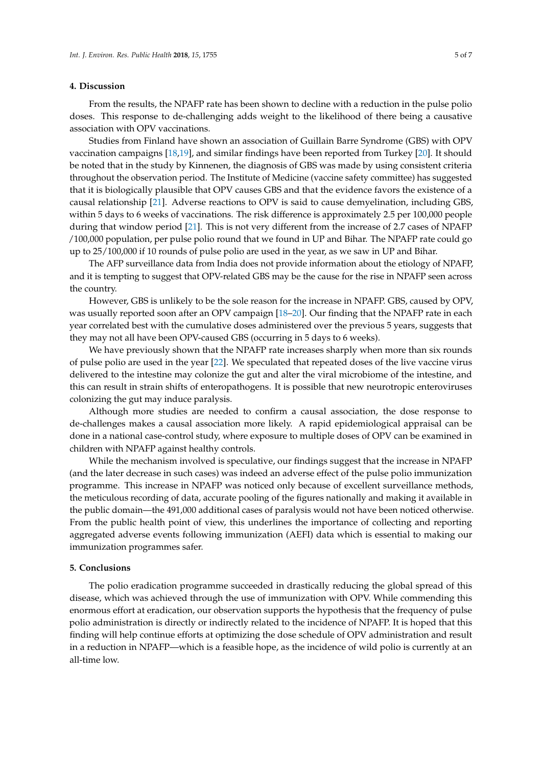## 4. Discussion

From the results, the NPAFP rate has been shown to decline with a reduction in the pulse polio doses. This response to de-challenging adds weight to the likelihood of there being a causative association with OPV vaccinations.

Studies from Finland have shown an association of Guillain Barre Syndrome (GBS) with OPV vaccination campaigns [18,19], and similar findings have been reported from Turkey [20]. It should be noted that in the study by Kinnenen, the diagnosis of GBS was made by using consistent criteria throughout the observation period. The Institute of Medicine (vaccine safety committee) has suggested that it is biologically plausible that OPV causes GBS and that the evidence favors the existence of a causal relationship [21]. Adverse reactions to OPV is said to cause demyelination, including GBS, within 5 days to 6 weeks of vaccinations. The risk difference is approximately 2.5 per 100,000 people during that window period [21]. This is not very different from the increase of 2.7 cases of NPAFP /100,000 population, per pulse polio round that we found in UP and Bihar. The NPAFP rate could go up to 25/100,000 if 10 rounds of pulse polio are used in the year, as we saw in UP and Bihar.

The AFP surveillance data from India does not provide information about the etiology of NPAFP, and it is tempting to suggest that OPV-related GBS may be the cause for the rise in NPAFP seen across the country.

However, GBS is unlikely to be the sole reason for the increase in NPAFP. GBS, caused by OPV, was usually reported soon after an OPV campaign [18–20]. Our finding that the NPAFP rate in each year correlated best with the cumulative doses administered over the previous 5 years, suggests that they may not all have been OPV-caused GBS (occurring in 5 days to 6 weeks).

We have previously shown that the NPAFP rate increases sharply when more than six rounds of pulse polio are used in the year [22]. We speculated that repeated doses of the live vaccine virus delivered to the intestine may colonize the gut and alter the viral microbiome of the intestine, and this can result in strain shifts of enteropathogens. It is possible that new neurotropic enteroviruses colonizing the gut may induce paralysis.

Although more studies are needed to confirm a causal association, the dose response to de-challenges makes a causal association more likely. A rapid epidemiological appraisal can be done in a national case-control study, where exposure to multiple doses of OPV can be examined in children with NPAFP against healthy controls.

While the mechanism involved is speculative, our findings suggest that the increase in NPAFP (and the later decrease in such cases) was indeed an adverse effect of the pulse polio immunization programme. This increase in NPAFP was noticed only because of excellent surveillance methods, the meticulous recording of data, accurate pooling of the figures nationally and making it available in the public domain—the 491,000 additional cases of paralysis would not have been noticed otherwise. From the public health point of view, this underlines the importance of collecting and reporting aggregated adverse events following immunization (AEFI) data which is essential to making our immunization programmes safer.

## 5. Conclusions

The polio eradication programme succeeded in drastically reducing the global spread of this disease, which was achieved through the use of immunization with OPV. While commending this enormous effort at eradication, our observation supports the hypothesis that the frequency of pulse polio administration is directly or indirectly related to the incidence of NPAFP. It is hoped that this finding will help continue efforts at optimizing the dose schedule of OPV administration and result in a reduction in NPAFP—which is a feasible hope, as the incidence of wild polio is currently at an all-time low.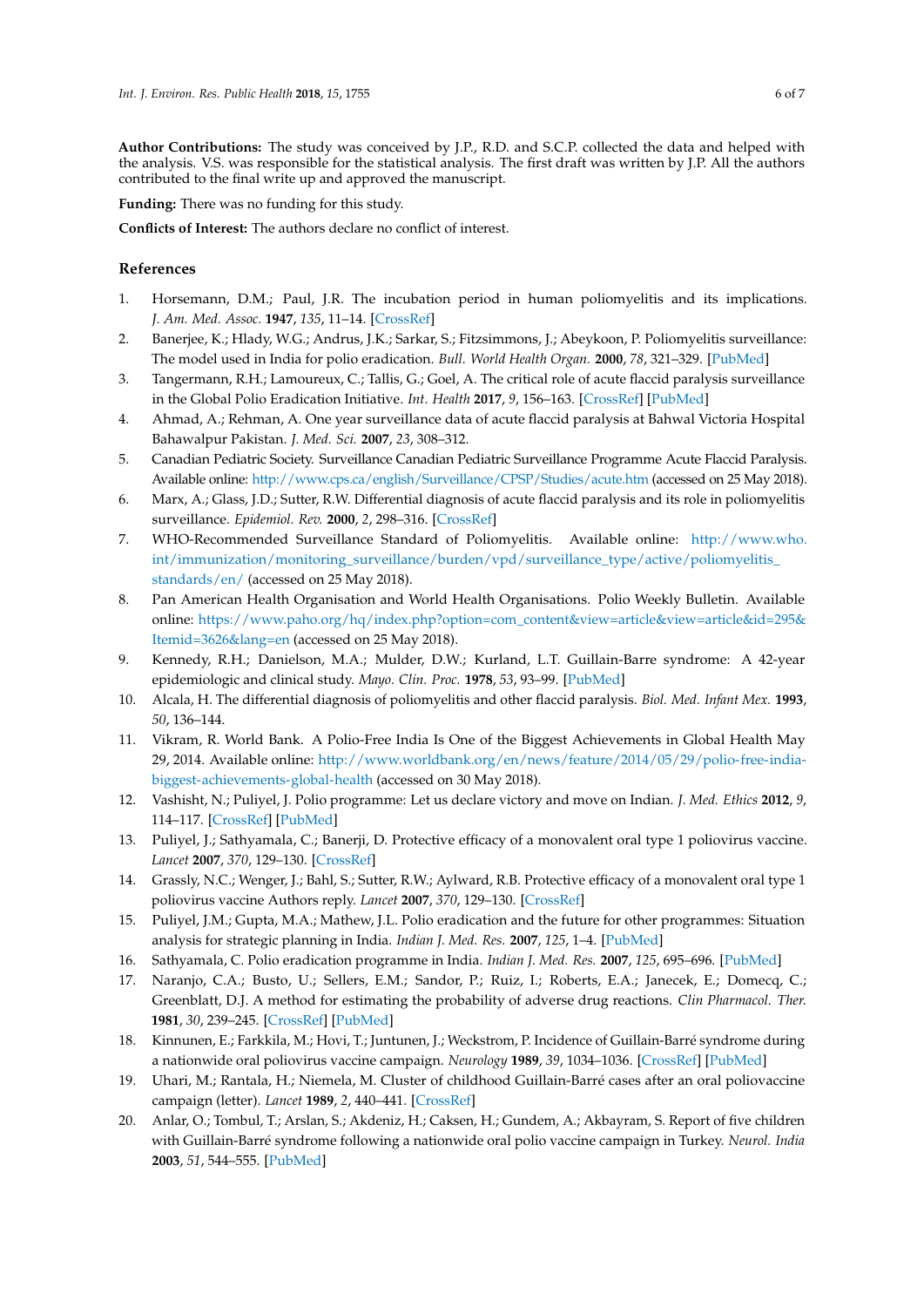**Author Contributions:** The study was conceived by J.P., R.D. and S.C.P. collected the data and helped with the analysis. V.S. was responsible for the statistical analysis. The first draft was written by J.P. All the authors contributed to the final write up and approved the manuscript.

**Funding:** There was no funding for this study.

**Conflicts of Interest:** The authors declare no conflict of interest.

## References

1. Horsemann, D.M.; Paul, J.R. The incubation period in human poliomyelitis and its implications. *J. Am. Med. Assoc.* **1947**, *135*, 11–14. [CrossRef]
2. Banerjee, K.; Hlady, W.G.; Andrus, J.K.; Sarkar, S.; Fitzsimmons, J.; Abeykoon, P. Poliomyelitis surveillance: The model used in India for polio eradication. *Bull. World Health Organ.* **2000**, *78*, 321–329. [PubMed]
3. Tangermann, R.H.; Lamoureux, C.; Tallis, G.; Goel, A. The critical role of acute flaccid paralysis surveillance in the Global Polio Eradication Initiative. *Int. Health* **2017**, *9*, 156–163. [CrossRef] [PubMed]
4. Ahmad, A.; Rehman, A. One year surveillance data of acute flaccid paralysis at Bahwal Victoria Hospital Bahawalpur Pakistan. *J. Med. Sci.* **2007**, *23*, 308–312.
5. Canadian Pediatric Society. Surveillance Canadian Pediatric Surveillance Programme Acute Flaccid Paralysis. Available online: http://www.cps.ca/english/Surveillance/CPSP/Studies/acute.htm (accessed on 25 May 2018).
6. Marx, A.; Glass, J.D.; Sutter, R.W. Differential diagnosis of acute flaccid paralysis and its role in poliomyelitis surveillance. *Epidemiol. Rev.* **2000**, *2*, 298–316. [CrossRef]
7. WHO-Recommended Surveillance Standard of Poliomyelitis. Available online: http://www.who.int/immunization/monitoring_surveillance/burden/vpd/surveillance_type/active/poliomyelitis_standards/en/ (accessed on 25 May 2018).
8. Pan American Health Organisation and World Health Organisations. Polio Weekly Bulletin. Available online: https://www.paho.org/hq/index.php?option=com_content&view=article&view=article&id=295&Itemid=3626&lang=en (accessed on 25 May 2018).
9. Kennedy, R.H.; Danielson, M.A.; Mulder, D.W.; Kurland, L.T. Guillain-Barre syndrome: A 42-year epidemiologic and clinical study. *Mayo. Clin. Proc.* **1978**, *53*, 93–99. [PubMed]
10. Alcala, H. The differential diagnosis of poliomyelitis and other flaccid paralysis. *Biol. Med. Infant Mex.* **1993**, *50*, 136–144.
11. Vikram, R. World Bank. A Polio-Free India Is One of the Biggest Achievements in Global Health May 29, 2014. Available online: http://www.worldbank.org/en/news/feature/2014/05/29/polio-free-india-biggest-achievements-global-health (accessed on 30 May 2018).
12. Vashisht, N.; Puliyel, J. Polio programme: Let us declare victory and move on Indian. *J. Med. Ethics* **2012**, *9*, 114–117. [CrossRef] [PubMed]
13. Puliyel, J.; Sathyamala, C.; Banerji, D. Protective efficacy of a monovalent oral type 1 poliovirus vaccine. *Lancet* **2007**, *370*, 129–130. [CrossRef]
14. Grassly, N.C.; Wenger, J.; Bahl, S.; Sutter, R.W.; Aylward, R.B. Protective efficacy of a monovalent oral type 1 poliovirus vaccine Authors reply. *Lancet* **2007**, *370*, 129–130. [CrossRef]
15. Puliyel, J.M.; Gupta, M.A.; Mathew, J.L. Polio eradication and the future for other programmes: Situation analysis for strategic planning in India. *Indian J. Med. Res.* **2007**, *125*, 1–4. [PubMed]
16. Sathyamala, C. Polio eradication programme in India. *Indian J. Med. Res.* **2007**, *125*, 695–696. [PubMed]
17. Naranjo, C.A.; Busto, U.; Sellers, E.M.; Sandor, P.; Ruiz, I.; Roberts, E.A.; Janecek, E.; Domecq, C.; Greenblatt, D.J. A method for estimating the probability of adverse drug reactions. *Clin Pharmacol. Ther.* **1981**, *30*, 239–245. [CrossRef] [PubMed]
18. Kinnunen, E.; Farkkila, M.; Hovi, T.; Juntunen, J.; Weckstrom, P. Incidence of Guillain-Barré syndrome during a nationwide oral poliovirus vaccine campaign. *Neurology* **1989**, *39*, 1034–1036. [CrossRef] [PubMed]
19. Uhari, M.; Rantala, H.; Niemela, M. Cluster of childhood Guillain-Barré cases after an oral poliovaccine campaign (letter). *Lancet* **1989**, *2*, 440–441. [CrossRef]
20. Anlar, O.; Tombul, T.; Arslan, S.; Akdeniz, H.; Caksen, H.; Gundem, A.; Akbayram, S. Report of five children with Guillain-Barré syndrome following a nationwide oral polio vaccine campaign in Turkey. *Neurol. India* **2003**, *51*, 544–555. [PubMed]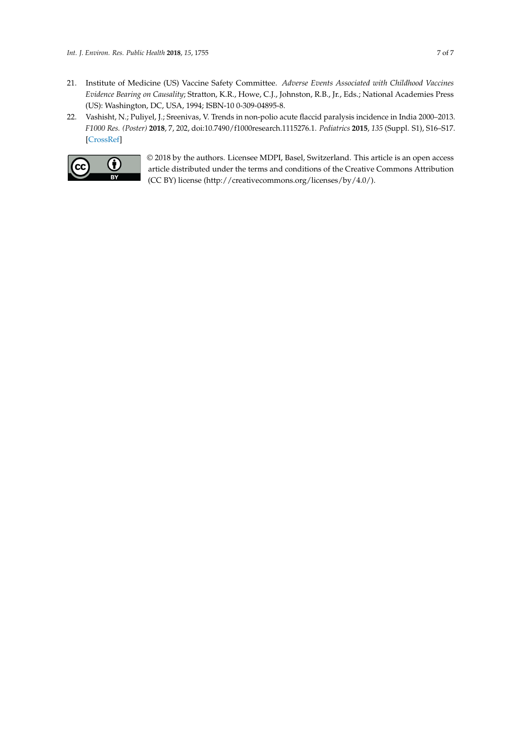21. Institute of Medicine (US) Vaccine Safety Committee. *Adverse Events Associated with Childhood Vaccines Evidence Bearing on Causality*; Stratton, K.R., Howe, C.J., Johnston, R.B., Jr., Eds.; National Academies Press (US): Washington, DC, USA, 1994; ISBN-10 0-309-04895-8.
22. Vashisht, N.; Puliyel, J.; Sreenivas, V. Trends in non-polio acute flaccid paralysis incidence in India 2000–2013. *F1000 Res. (Poster)* **2018**, 7, 202, doi:10.7490/f1000research.1115276.1. *Pediatrics* **2015**, *135* (Suppl. S1), S16–S17. [CrossRef]

© 2018 by the authors. Licensee MDPI, Basel, Switzerland. This article is an open access article distributed under the terms and conditions of the Creative Commons Attribution (CC BY) license (http://creativecommons.org/licenses/by/4.0/).